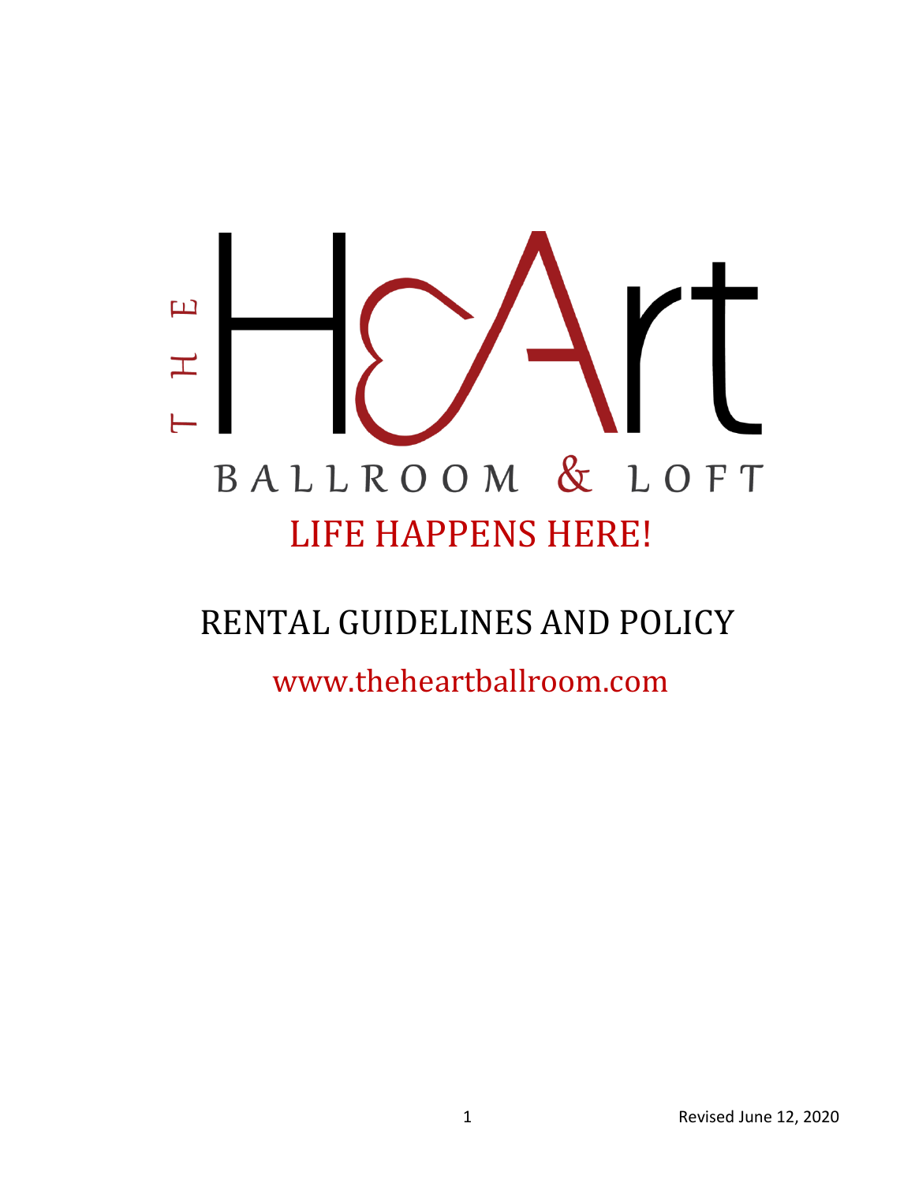# THE HeArt

BALLROOM & LOFT

LIFE HAPPENS HERE!

## RENTAL GUIDELINES AND POLICY

www.theheartballroom.com

Revised June 12, 2020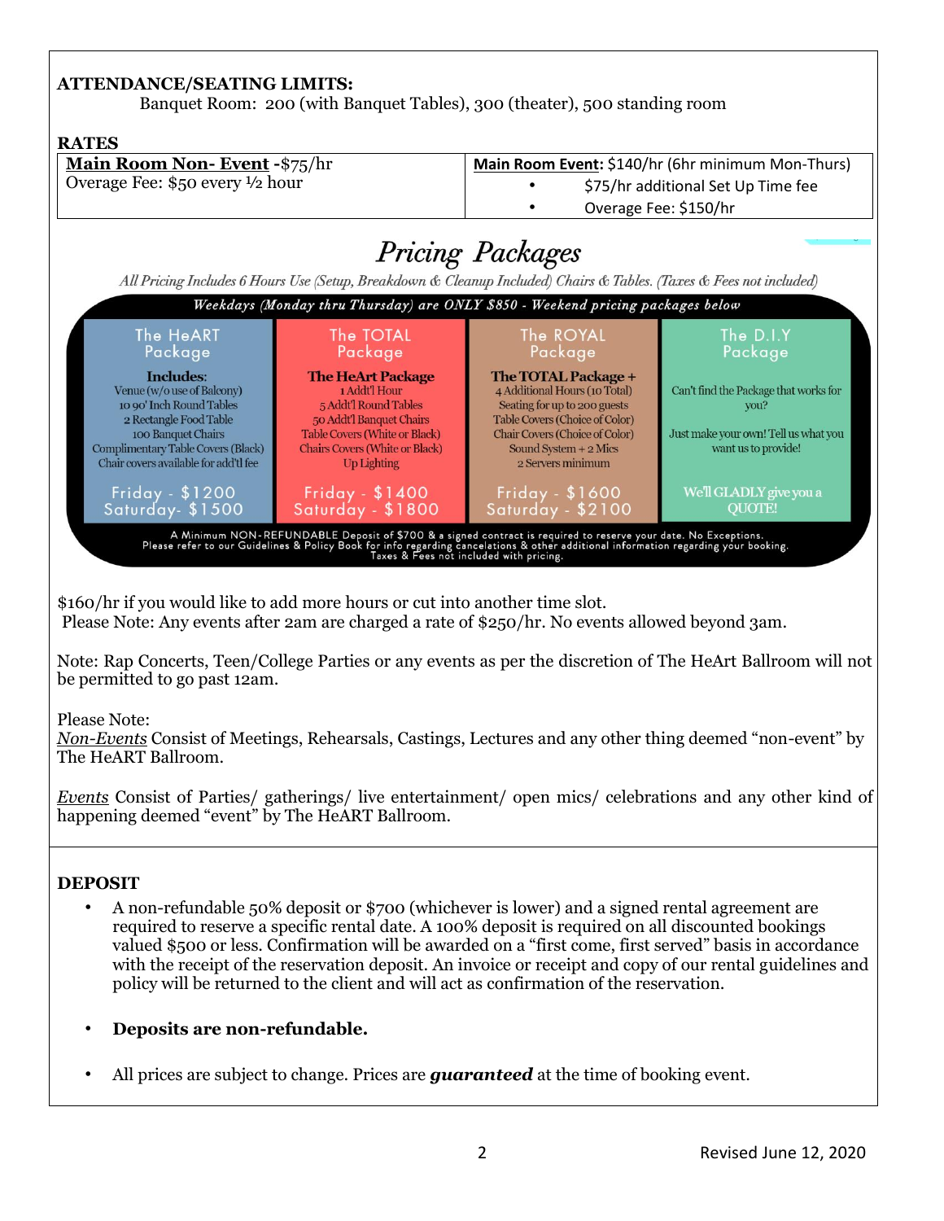**ATTENDANCE/SEATING LIMITS:**

Banquet Room: 200 (with Banquet Tables), 300 (theater), 500 standing room

**RATES**

| **Main Room Non- Event** -$75/hr<br>Overage Fee: $50 every ½ hour | **Main Room Event**: $140/hr (6hr minimum Mon-Thurs)<br>• $75/hr additional Set Up Time fee<br>• Overage Fee: $150/hr |
|---|---|

## *Pricing Packages*

*All Pricing Includes 6 Hours Use (Setup, Breakdown & Cleanup Included) Chairs & Tables. (Taxes & Fees not included)*

*Weekdays (Monday thru Thursday) are ONLY $850 - Weekend pricing packages below*

| The HeART Package | The TOTAL Package | The ROYAL Package | The D.I.Y Package |
|---|---|---|---|
| **Includes:**<br>Venue (w/o use of Balcony)<br>10 90' Inch Round Tables<br>2 Rectangle Food Table<br>100 Banquet Chairs<br>Complimentary Table Covers (Black)<br>Chair covers available for add'tl fee | **The HeArt Package**<br>1 Addt'l Hour<br>5 Addt'l Round Tables<br>50 Addt'l Banquet Chairs<br>Table Covers (White or Black)<br>Chairs Covers (White or Black)<br>Up Lighting | **The TOTAL Package +**<br>4 Additional Hours (10 Total)<br>Seating for up to 200 guests<br>Table Covers (Choice of Color)<br>Chair Covers (Choice of Color)<br>Sound System + 2 Mics<br>2 Servers minimum | Can't find the Package that works for you?<br><br>Just make your own! Tell us what you want us to provide! |
| Friday - $1200<br>Saturday- $1500 | Friday - $1400<br>Saturday - $1800 | Friday - $1600<br>Saturday - $2100 | We'll GLADLY give you a QUOTE! |

A Minimum NON-REFUNDABLE Deposit of $700 & a signed contract is required to reserve your date. No Exceptions. Please refer to our Guidelines & Policy Book for info regarding cancelations & other additional information regarding your booking. Taxes & Fees not included with pricing.

$160/hr if you would like to add more hours or cut into another time slot.
Please Note: Any events after 2am are charged a rate of $250/hr. No events allowed beyond 3am.

Note: Rap Concerts, Teen/College Parties or any events as per the discretion of The HeArt Ballroom will not be permitted to go past 12am.

Please Note:
*Non-Events* Consist of Meetings, Rehearsals, Castings, Lectures and any other thing deemed "non-event" by The HeART Ballroom.

*Events* Consist of Parties/ gatherings/ live entertainment/ open mics/ celebrations and any other kind of happening deemed "event" by The HeART Ballroom.

**DEPOSIT**

- A non-refundable 50% deposit or $700 (whichever is lower) and a signed rental agreement are required to reserve a specific rental date. A 100% deposit is required on all discounted bookings valued $500 or less. Confirmation will be awarded on a "first come, first served" basis in accordance with the receipt of the reservation deposit. An invoice or receipt and copy of our rental guidelines and policy will be returned to the client and will act as confirmation of the reservation.

- **Deposits are non-refundable.**

- All prices are subject to change. Prices are ***guaranteed*** at the time of booking event.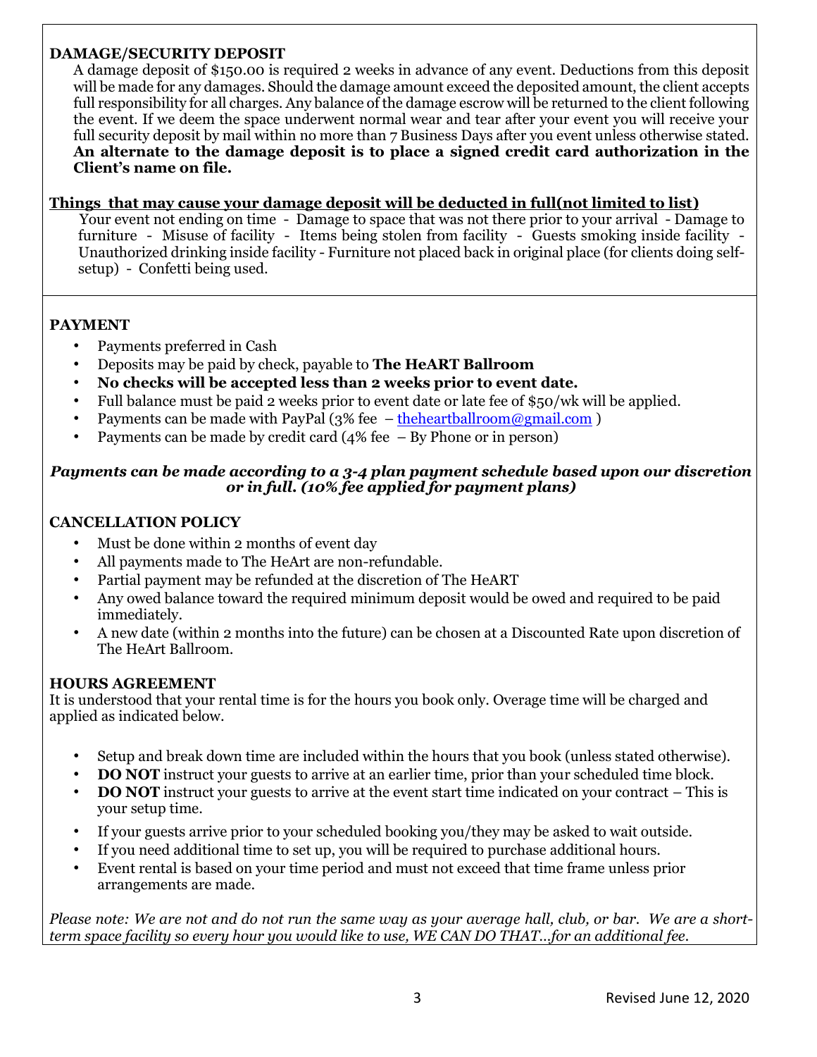**DAMAGE/SECURITY DEPOSIT**

A damage deposit of $150.00 is required 2 weeks in advance of any event. Deductions from this deposit will be made for any damages. Should the damage amount exceed the deposited amount, the client accepts full responsibility for all charges. Any balance of the damage escrow will be returned to the client following the event. If we deem the space underwent normal wear and tear after your event you will receive your full security deposit by mail within no more than 7 Business Days after you event unless otherwise stated. **An alternate to the damage deposit is to place a signed credit card authorization in the Client's name on file.**

**Things that may cause your damage deposit will be deducted in full(not limited to list)**

Your event not ending on time - Damage to space that was not there prior to your arrival - Damage to furniture - Misuse of facility - Items being stolen from facility - Guests smoking inside facility - Unauthorized drinking inside facility - Furniture not placed back in original place (for clients doing self-setup) - Confetti being used.

**PAYMENT**

- Payments preferred in Cash
- Deposits may be paid by check, payable to **The HeART Ballroom**
- **No checks will be accepted less than 2 weeks prior to event date.**
- Full balance must be paid 2 weeks prior to event date or late fee of $50/wk will be applied.
- Payments can be made with PayPal (3% fee – theheartballroom@gmail.com )
- Payments can be made by credit card (4% fee – By Phone or in person)

***Payments can be made according to a 3-4 plan payment schedule based upon our discretion or in full. (10% fee applied for payment plans)***

**CANCELLATION POLICY**

- Must be done within 2 months of event day
- All payments made to The HeArt are non-refundable.
- Partial payment may be refunded at the discretion of The HeART
- Any owed balance toward the required minimum deposit would be owed and required to be paid immediately.
- A new date (within 2 months into the future) can be chosen at a Discounted Rate upon discretion of The HeArt Ballroom.

**HOURS AGREEMENT**

It is understood that your rental time is for the hours you book only. Overage time will be charged and applied as indicated below.

- Setup and break down time are included within the hours that you book (unless stated otherwise).
- **DO NOT** instruct your guests to arrive at an earlier time, prior than your scheduled time block.
- **DO NOT** instruct your guests to arrive at the event start time indicated on your contract – This is your setup time.
- If your guests arrive prior to your scheduled booking you/they may be asked to wait outside.
- If you need additional time to set up, you will be required to purchase additional hours.
- Event rental is based on your time period and must not exceed that time frame unless prior arrangements are made.

*Please note: We are not and do not run the same way as your average hall, club, or bar. We are a short-term space facility so every hour you would like to use, WE CAN DO THAT…for an additional fee.*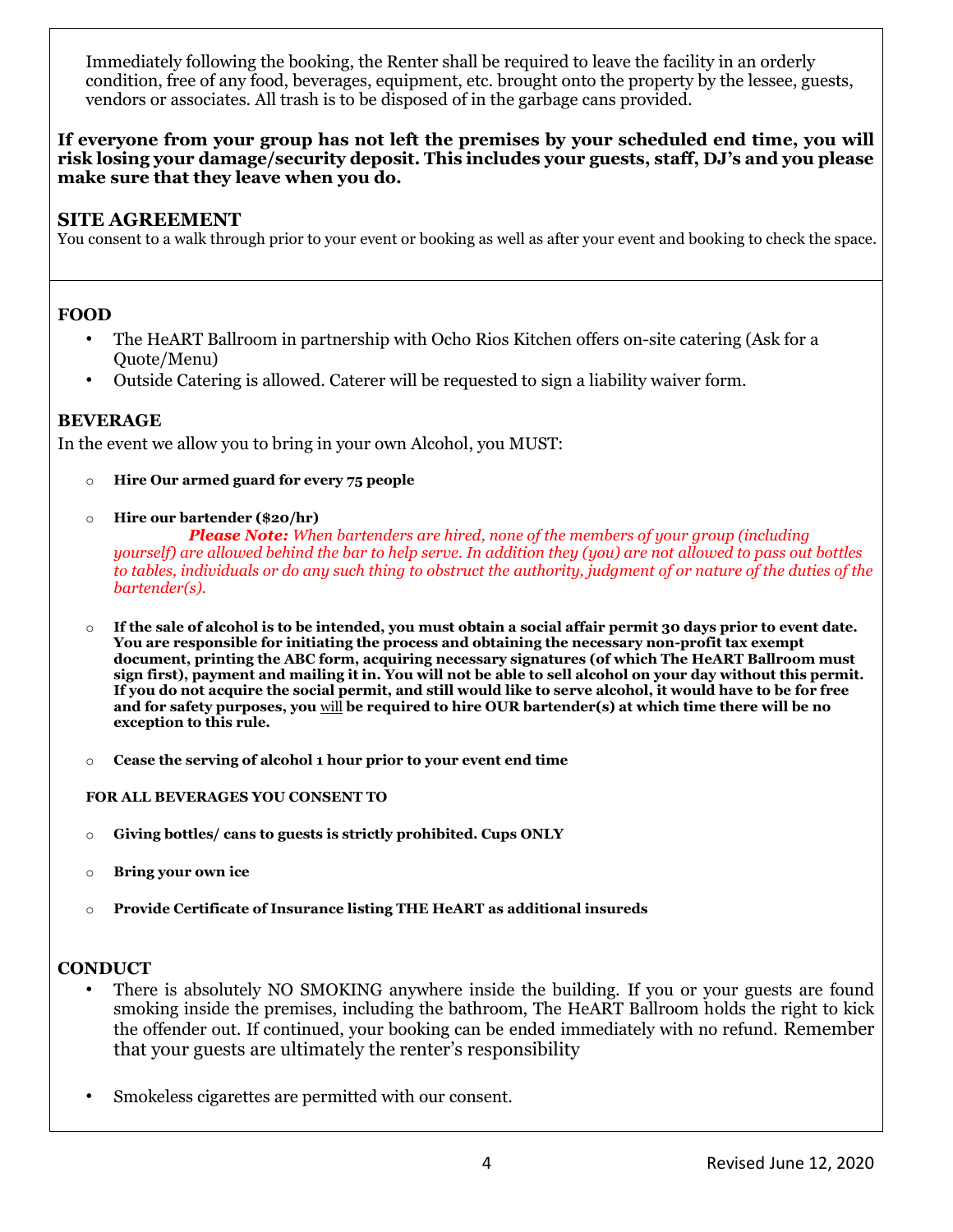Immediately following the booking, the Renter shall be required to leave the facility in an orderly condition, free of any food, beverages, equipment, etc. brought onto the property by the lessee, guests, vendors or associates. All trash is to be disposed of in the garbage cans provided.

**If everyone from your group has not left the premises by your scheduled end time, you will risk losing your damage/security deposit. This includes your guests, staff, DJ's and you please make sure that they leave when you do.**

## SITE AGREEMENT

You consent to a walk through prior to your event or booking as well as after your event and booking to check the space.

## FOOD

- The HeART Ballroom in partnership with Ocho Rios Kitchen offers on-site catering (Ask for a Quote/Menu)
- Outside Catering is allowed. Caterer will be requested to sign a liability waiver form.

## BEVERAGE

In the event we allow you to bring in your own Alcohol, you MUST:

- **Hire Our armed guard for every 75 people**
- **Hire our bartender ($20/hr)**
  ***Please Note:*** *When bartenders are hired, none of the members of your group (including yourself) are allowed behind the bar to help serve. In addition they (you) are not allowed to pass out bottles to tables, individuals or do any such thing to obstruct the authority, judgment of or nature of the duties of the bartender(s).*
- **If the sale of alcohol is to be intended, you must obtain a social affair permit 30 days prior to event date. You are responsible for initiating the process and obtaining the necessary non-profit tax exempt document, printing the ABC form, acquiring necessary signatures (of which The HeART Ballroom must sign first), payment and mailing it in. You will not be able to sell alcohol on your day without this permit. If you do not acquire the social permit, and still would like to serve alcohol, it would have to be for free and for safety purposes, you <u>will</u> be required to hire OUR bartender(s) at which time there will be no exception to this rule.**
- **Cease the serving of alcohol 1 hour prior to your event end time**

**FOR ALL BEVERAGES YOU CONSENT TO**

- **Giving bottles/ cans to guests is strictly prohibited. Cups ONLY**
- **Bring your own ice**
- **Provide Certificate of Insurance listing THE HeART as additional insureds**

## CONDUCT

- There is absolutely NO SMOKING anywhere inside the building. If you or your guests are found smoking inside the premises, including the bathroom, The HeART Ballroom holds the right to kick the offender out. If continued, your booking can be ended immediately with no refund. Remember that your guests are ultimately the renter's responsibility
- Smokeless cigarettes are permitted with our consent.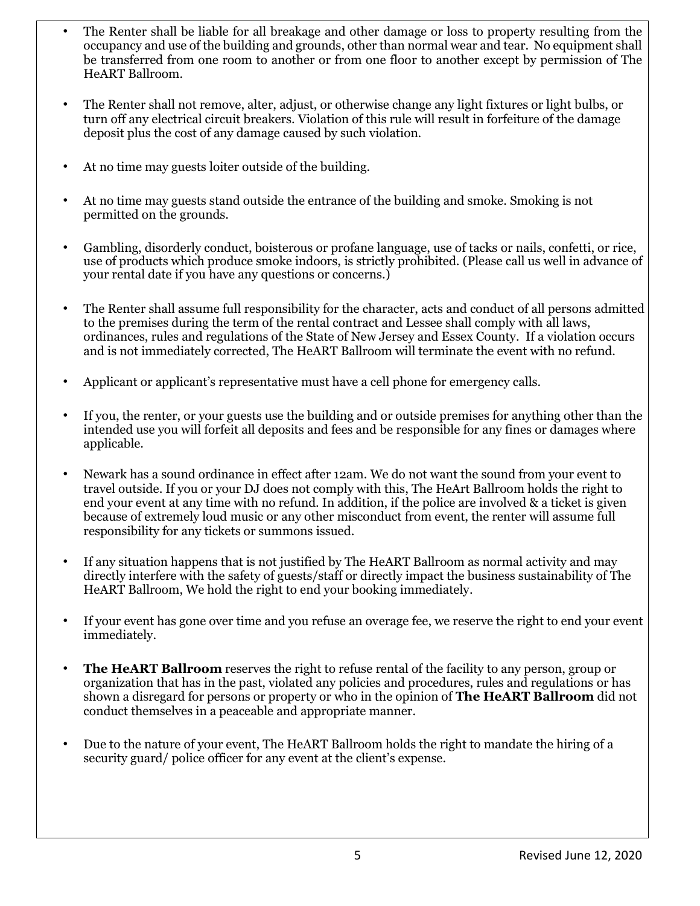- The Renter shall be liable for all breakage and other damage or loss to property resulting from the occupancy and use of the building and grounds, other than normal wear and tear. No equipment shall be transferred from one room to another or from one floor to another except by permission of The HeART Ballroom.

- The Renter shall not remove, alter, adjust, or otherwise change any light fixtures or light bulbs, or turn off any electrical circuit breakers. Violation of this rule will result in forfeiture of the damage deposit plus the cost of any damage caused by such violation.

- At no time may guests loiter outside of the building.

- At no time may guests stand outside the entrance of the building and smoke. Smoking is not permitted on the grounds.

- Gambling, disorderly conduct, boisterous or profane language, use of tacks or nails, confetti, or rice, use of products which produce smoke indoors, is strictly prohibited. (Please call us well in advance of your rental date if you have any questions or concerns.)

- The Renter shall assume full responsibility for the character, acts and conduct of all persons admitted to the premises during the term of the rental contract and Lessee shall comply with all laws, ordinances, rules and regulations of the State of New Jersey and Essex County. If a violation occurs and is not immediately corrected, The HeART Ballroom will terminate the event with no refund.

- Applicant or applicant's representative must have a cell phone for emergency calls.

- If you, the renter, or your guests use the building and or outside premises for anything other than the intended use you will forfeit all deposits and fees and be responsible for any fines or damages where applicable.

- Newark has a sound ordinance in effect after 12am. We do not want the sound from your event to travel outside. If you or your DJ does not comply with this, The HeArt Ballroom holds the right to end your event at any time with no refund. In addition, if the police are involved & a ticket is given because of extremely loud music or any other misconduct from event, the renter will assume full responsibility for any tickets or summons issued.

- If any situation happens that is not justified by The HeART Ballroom as normal activity and may directly interfere with the safety of guests/staff or directly impact the business sustainability of The HeART Ballroom, We hold the right to end your booking immediately.

- If your event has gone over time and you refuse an overage fee, we reserve the right to end your event immediately.

- **The HeART Ballroom** reserves the right to refuse rental of the facility to any person, group or organization that has in the past, violated any policies and procedures, rules and regulations or has shown a disregard for persons or property or who in the opinion of **The HeART Ballroom** did not conduct themselves in a peaceable and appropriate manner.

- Due to the nature of your event, The HeART Ballroom holds the right to mandate the hiring of a security guard/ police officer for any event at the client's expense.

Revised June 12, 2020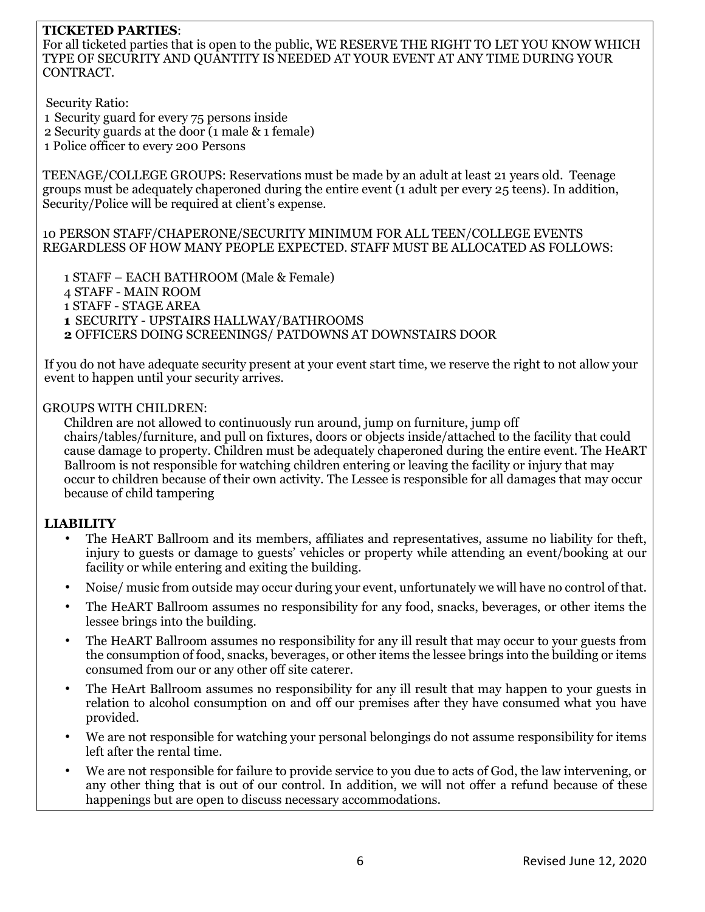**TICKETED PARTIES**:
For all ticketed parties that is open to the public, WE RESERVE THE RIGHT TO LET YOU KNOW WHICH TYPE OF SECURITY AND QUANTITY IS NEEDED AT YOUR EVENT AT ANY TIME DURING YOUR CONTRACT.

Security Ratio:
1 Security guard for every 75 persons inside
2 Security guards at the door (1 male & 1 female)
1 Police officer to every 200 Persons

TEENAGE/COLLEGE GROUPS: Reservations must be made by an adult at least 21 years old. Teenage groups must be adequately chaperoned during the entire event (1 adult per every 25 teens). In addition, Security/Police will be required at client's expense.

10 PERSON STAFF/CHAPERONE/SECURITY MINIMUM FOR ALL TEEN/COLLEGE EVENTS REGARDLESS OF HOW MANY PEOPLE EXPECTED. STAFF MUST BE ALLOCATED AS FOLLOWS:

1 STAFF – EACH BATHROOM (Male & Female)
4 STAFF - MAIN ROOM
1 STAFF - STAGE AREA
**1** SECURITY - UPSTAIRS HALLWAY/BATHROOMS
**2** OFFICERS DOING SCREENINGS/ PATDOWNS AT DOWNSTAIRS DOOR

If you do not have adequate security present at your event start time, we reserve the right to not allow your event to happen until your security arrives.

GROUPS WITH CHILDREN:
Children are not allowed to continuously run around, jump on furniture, jump off chairs/tables/furniture, and pull on fixtures, doors or objects inside/attached to the facility that could cause damage to property. Children must be adequately chaperoned during the entire event. The HeART Ballroom is not responsible for watching children entering or leaving the facility or injury that may occur to children because of their own activity. The Lessee is responsible for all damages that may occur because of child tampering

**LIABILITY**

- The HeART Ballroom and its members, affiliates and representatives, assume no liability for theft, injury to guests or damage to guests' vehicles or property while attending an event/booking at our facility or while entering and exiting the building.
- Noise/ music from outside may occur during your event, unfortunately we will have no control of that.
- The HeART Ballroom assumes no responsibility for any food, snacks, beverages, or other items the lessee brings into the building.
- The HeART Ballroom assumes no responsibility for any ill result that may occur to your guests from the consumption of food, snacks, beverages, or other items the lessee brings into the building or items consumed from our or any other off site caterer.
- The HeArt Ballroom assumes no responsibility for any ill result that may happen to your guests in relation to alcohol consumption on and off our premises after they have consumed what you have provided.
- We are not responsible for watching your personal belongings do not assume responsibility for items left after the rental time.
- We are not responsible for failure to provide service to you due to acts of God, the law intervening, or any other thing that is out of our control. In addition, we will not offer a refund because of these happenings but are open to discuss necessary accommodations.

Revised June 12, 2020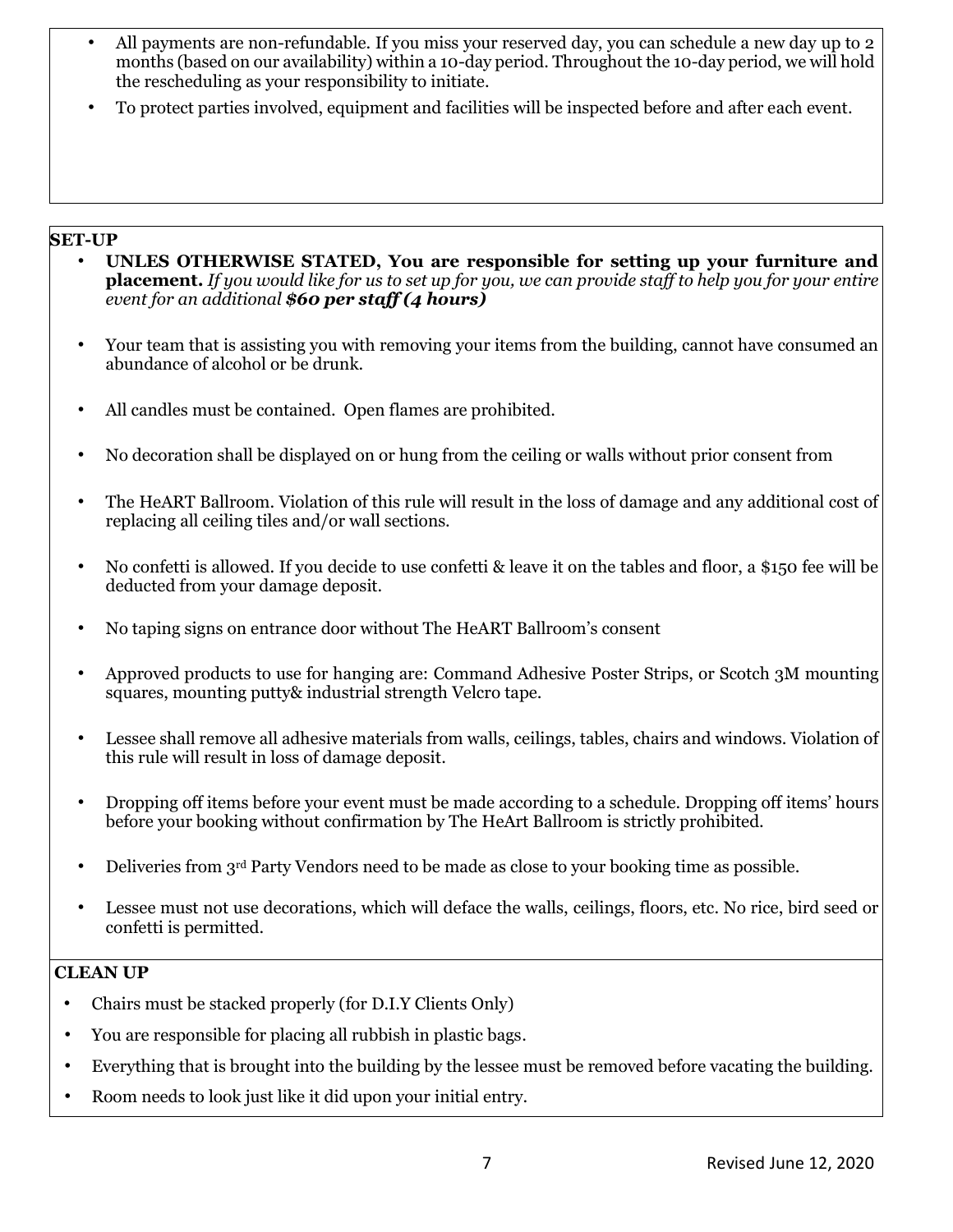- All payments are non-refundable. If you miss your reserved day, you can schedule a new day up to 2 months (based on our availability) within a 10-day period. Throughout the 10-day period, we will hold the rescheduling as your responsibility to initiate.
- To protect parties involved, equipment and facilities will be inspected before and after each event.

**SET-UP**

- **UNLES OTHERWISE STATED, You are responsible for setting up your furniture and placement.** *If you would like for us to set up for you, we can provide staff to help you for your entire event for an additional **$60 per staff (4 hours)***
- Your team that is assisting you with removing your items from the building, cannot have consumed an abundance of alcohol or be drunk.
- All candles must be contained. Open flames are prohibited.
- No decoration shall be displayed on or hung from the ceiling or walls without prior consent from
- The HeART Ballroom. Violation of this rule will result in the loss of damage and any additional cost of replacing all ceiling tiles and/or wall sections.
- No confetti is allowed. If you decide to use confetti & leave it on the tables and floor, a $150 fee will be deducted from your damage deposit.
- No taping signs on entrance door without The HeART Ballroom's consent
- Approved products to use for hanging are: Command Adhesive Poster Strips, or Scotch 3M mounting squares, mounting putty& industrial strength Velcro tape.
- Lessee shall remove all adhesive materials from walls, ceilings, tables, chairs and windows. Violation of this rule will result in loss of damage deposit.
- Dropping off items before your event must be made according to a schedule. Dropping off items' hours before your booking without confirmation by The HeArt Ballroom is strictly prohibited.
- Deliveries from 3rd Party Vendors need to be made as close to your booking time as possible.
- Lessee must not use decorations, which will deface the walls, ceilings, floors, etc. No rice, bird seed or confetti is permitted.

**CLEAN UP**

- Chairs must be stacked properly (for D.I.Y Clients Only)
- You are responsible for placing all rubbish in plastic bags.
- Everything that is brought into the building by the lessee must be removed before vacating the building.
- Room needs to look just like it did upon your initial entry.

Revised June 12, 2020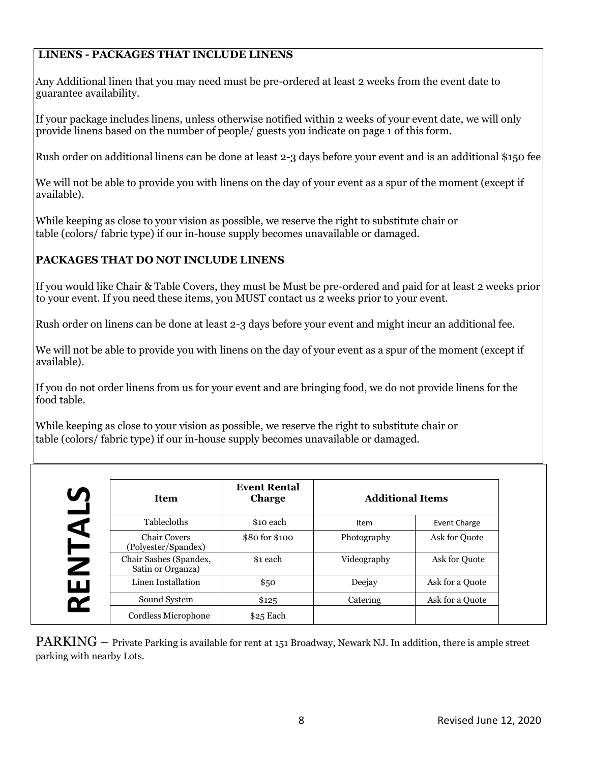## LINENS - PACKAGES THAT INCLUDE LINENS

Any Additional linen that you may need must be pre-ordered at least 2 weeks from the event date to guarantee availability.

If your package includes linens, unless otherwise notified within 2 weeks of your event date, we will only provide linens based on the number of people/ guests you indicate on page 1 of this form.

Rush order on additional linens can be done at least 2-3 days before your event and is an additional $150 fee

We will not be able to provide you with linens on the day of your event as a spur of the moment (except if available).

While keeping as close to your vision as possible, we reserve the right to substitute chair or table (colors/ fabric type) if our in-house supply becomes unavailable or damaged.

## PACKAGES THAT DO NOT INCLUDE LINENS

If you would like Chair & Table Covers, they must be Must be pre-ordered and paid for at least 2 weeks prior to your event. If you need these items, you MUST contact us 2 weeks prior to your event.

Rush order on linens can be done at least 2-3 days before your event and might incur an additional fee.

We will not be able to provide you with linens on the day of your event as a spur of the moment (except if available).

If you do not order linens from us for your event and are bringing food, we do not provide linens for the food table.

While keeping as close to your vision as possible, we reserve the right to substitute chair or table (colors/ fabric type) if our in-house supply becomes unavailable or damaged.

## RENTALS

| Item | Event Rental Charge | Additional Items | |
|---|---|---|---|
| Tablecloths | $10 each | Item | Event Charge |
| Chair Covers (Polyester/Spandex) | $80 for $100 | Photography | Ask for Quote |
| Chair Sashes (Spandex, Satin or Organza) | $1 each | Videography | Ask for Quote |
| Linen Installation | $50 | Deejay | Ask for a Quote |
| Sound System | $125 | Catering | Ask for a Quote |
| Cordless Microphone | $25 Each | | |

PARKING – Private Parking is available for rent at 151 Broadway, Newark NJ. In addition, there is ample street parking with nearby Lots.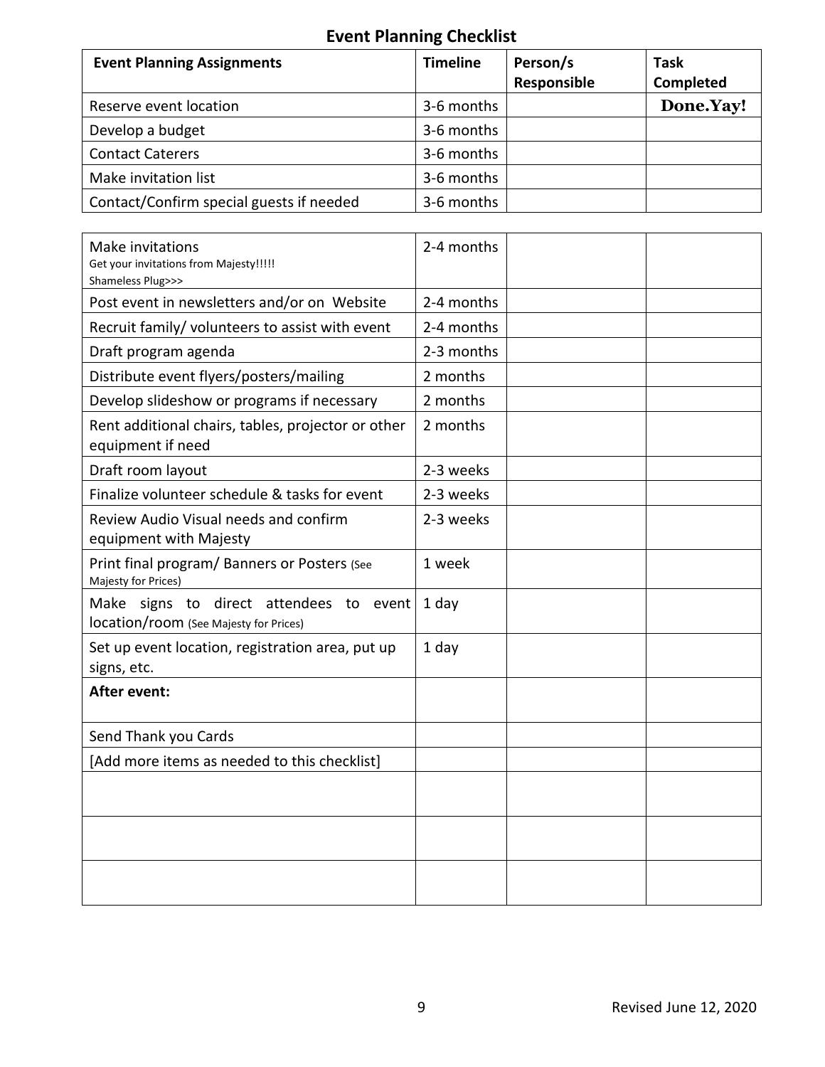## Event Planning Checklist

| Event Planning Assignments | Timeline | Person/s Responsible | Task Completed |
|---|---|---|---|
| Reserve event location | 3-6 months | | **Done.Yay!** |
| Develop a budget | 3-6 months | | |
| Contact Caterers | 3-6 months | | |
| Make invitation list | 3-6 months | | |
| Contact/Confirm special guests if needed | 3-6 months | | |

| | | | |
|---|---|---|---|
| Make invitations<br>Get your invitations from Majesty!!!!!<br>Shameless Plug>>> | 2-4 months | | |
| Post event in newsletters and/or on Website | 2-4 months | | |
| Recruit family/ volunteers to assist with event | 2-4 months | | |
| Draft program agenda | 2-3 months | | |
| Distribute event flyers/posters/mailing | 2 months | | |
| Develop slideshow or programs if necessary | 2 months | | |
| Rent additional chairs, tables, projector or other equipment if need | 2 months | | |
| Draft room layout | 2-3 weeks | | |
| Finalize volunteer schedule & tasks for event | 2-3 weeks | | |
| Review Audio Visual needs and confirm equipment with Majesty | 2-3 weeks | | |
| Print final program/ Banners or Posters (See Majesty for Prices) | 1 week | | |
| Make signs to direct attendees to event location/room (See Majesty for Prices) | 1 day | | |
| Set up event location, registration area, put up signs, etc. | 1 day | | |
| **After event:** | | | |
| Send Thank you Cards | | | |
| [Add more items as needed to this checklist] | | | |
| | | | |
| | | | |
| | | | |

Revised June 12, 2020